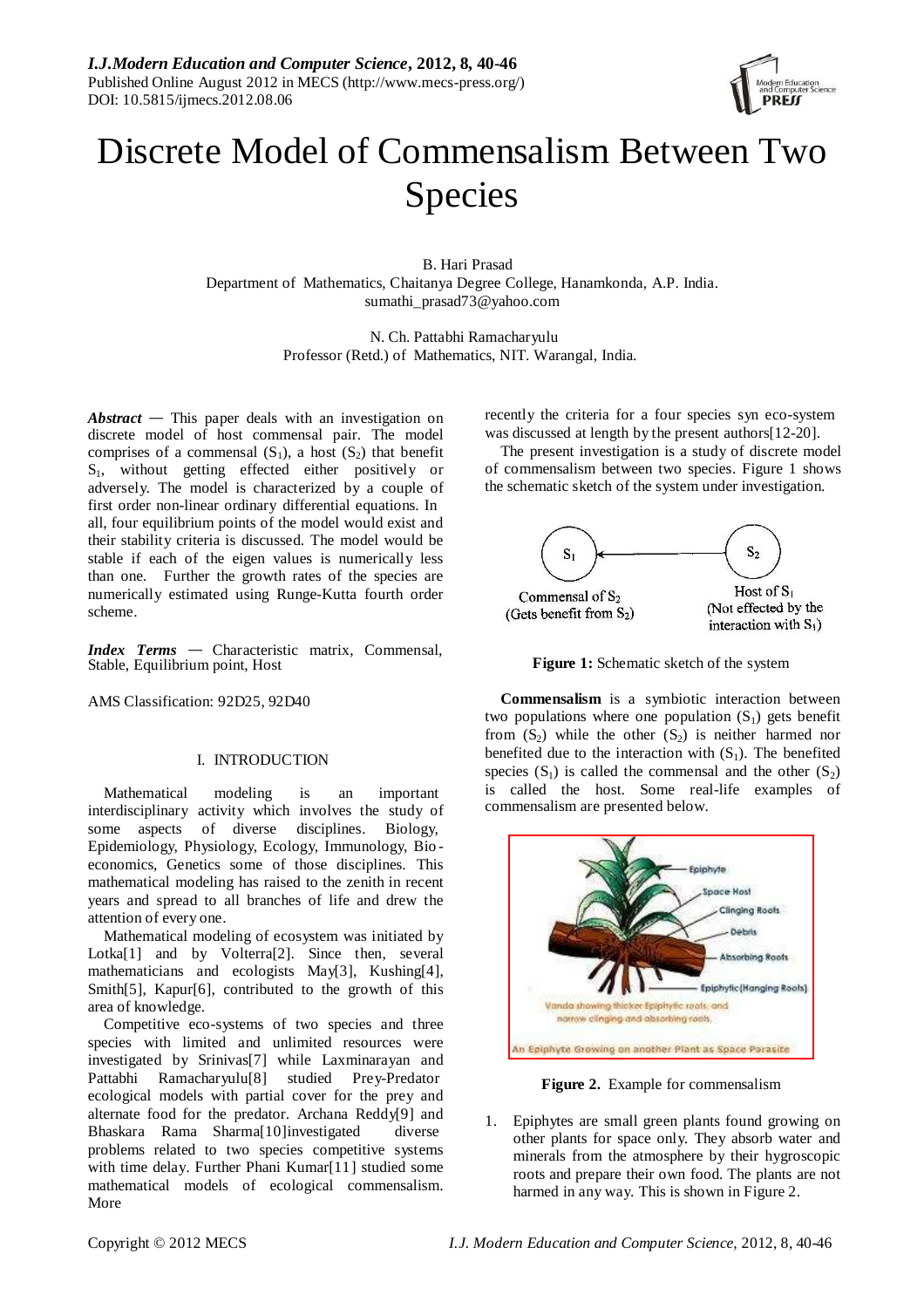# Discrete Model of Commensalism Between Two Species

B. Hari Prasad
Department of Mathematics, Chaitanya Degree College, Hanamkonda, A.P. India.
sumathi_prasad73@yahoo.com

N. Ch. Pattabhi Ramacharyulu
Professor (Retd.) of Mathematics, NIT. Warangal, India.

***Abstract*** — This paper deals with an investigation on discrete model of host commensal pair. The model comprises of a commensal ($S_1$), a host ($S_2$) that benefit $S_1$, without getting effected either positively or adversely. The model is characterized by a couple of first order non-linear ordinary differential equations. In all, four equilibrium points of the model would exist and their stability criteria is discussed. The model would be stable if each of the eigen values is numerically less than one. Further the growth rates of the species are numerically estimated using Runge-Kutta fourth order scheme.

***Index Terms*** — Characteristic matrix, Commensal, Stable, Equilibrium point, Host

AMS Classification: 92D25, 92D40

## I. INTRODUCTION

Mathematical modeling is an important interdisciplinary activity which involves the study of some aspects of diverse disciplines. Biology, Epidemiology, Physiology, Ecology, Immunology, Bio-economics, Genetics some of those disciplines. This mathematical modeling has raised to the zenith in recent years and spread to all branches of life and drew the attention of every one.

Mathematical modeling of ecosystem was initiated by Lotka[1] and by Volterra[2]. Since then, several mathematicians and ecologists May[3], Kushing[4], Smith[5], Kapur[6], contributed to the growth of this area of knowledge.

Competitive eco-systems of two species and three species with limited and unlimited resources were investigated by Srinivas[7] while Laxminarayan and Pattabhi Ramacharyulu[8] studied Prey-Predator ecological models with partial cover for the prey and alternate food for the predator. Archana Reddy[9] and Bhaskara Rama Sharma[10]investigated diverse problems related to two species competitive systems with time delay. Further Phani Kumar[11] studied some mathematical models of ecological commensalism. More recently the criteria for a four species syn eco-system was discussed at length by the present authors[12-20].

The present investigation is a study of discrete model of commensalism between two species. Figure 1 shows the schematic sketch of the system under investigation.

$S_1$ ← $S_2$

Commensal of $S_2$ (Gets benefit from $S_2$) — Host of $S_1$ (Not effected by the interaction with $S_1$)

**Figure 1:** Schematic sketch of the system

**Commensalism** is a symbiotic interaction between two populations where one population ($S_1$) gets benefit from ($S_2$) while the other ($S_2$) is neither harmed nor benefited due to the interaction with ($S_1$). The benefited species ($S_1$) is called the commensal and the other ($S_2$) is called the host. Some real-life examples of commensalism are presented below.

Epiphyte, Space Host, Clinging Roots, Debris, Absorbing Roots, Epiphytic (Hanging Roots)

Vanda showing thicker Epiphytic roots, and narrow clinging and absorbing roots.

An Epiphyte Growing on another Plant as Space Parasite

**Figure 2.** Example for commensalism

1. Epiphytes are small green plants found growing on other plants for space only. They absorb water and minerals from the atmosphere by their hygroscopic roots and prepare their own food. The plants are not harmed in any way. This is shown in Figure 2.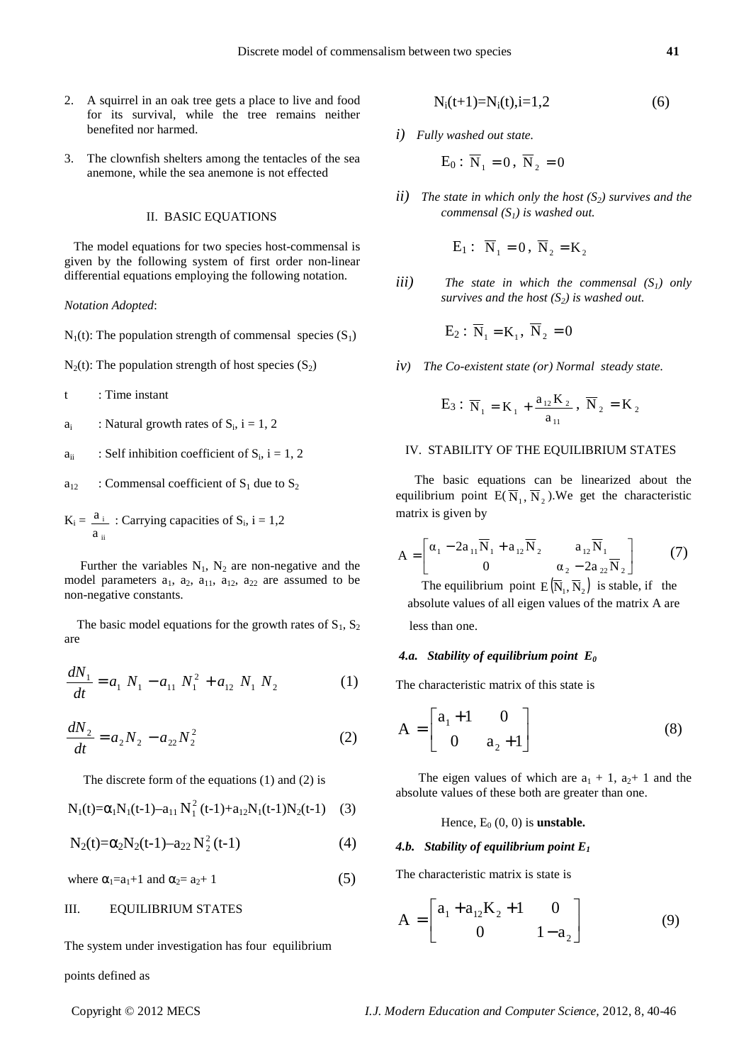2. A squirrel in an oak tree gets a place to live and food for its survival, while the tree remains neither benefited nor harmed.

3. The clownfish shelters among the tentacles of the sea anemone, while the sea anemone is not effected

## II. BASIC EQUATIONS

The model equations for two species host-commensal is given by the following system of first order non-linear differential equations employing the following notation.

*Notation Adopted*:

$N_1(t)$: The population strength of commensal species ($S_1$)

$N_2(t)$: The population strength of host species ($S_2$)

t : Time instant

$a_i$ : Natural growth rates of $S_i$, i = 1, 2

$a_{ii}$ : Self inhibition coefficient of $S_i$, i = 1, 2

$a_{12}$ : Commensal coefficient of $S_1$ due to $S_2$

$K_i = \frac{a_i}{a_{ii}}$ : Carrying capacities of $S_i$, i = 1,2

Further the variables $N_1$, $N_2$ are non-negative and the model parameters $a_1$, $a_2$, $a_{11}$, $a_{12}$, $a_{22}$ are assumed to be non-negative constants.

The basic model equations for the growth rates of $S_1$, $S_2$ are

$$\frac{dN_1}{dt} = a_1 N_1 - a_{11} N_1^2 + a_{12} N_1 N_2 \tag{1}$$

$$\frac{dN_2}{dt} = a_2 N_2 - a_{22} N_2^2 \tag{2}$$

The discrete form of the equations (1) and (2) is

$$N_1(t)=\alpha_1 N_1(t-1)-a_{11} N_1^2(t-1)+a_{12}N_1(t-1)N_2(t-1) \tag{3}$$

$$N_2(t)=\alpha_2 N_2(t-1)-a_{22} N_2^2(t-1) \tag{4}$$

$$\text{where } \alpha_1=a_1+1 \text{ and } \alpha_2= a_2+ 1 \tag{5}$$

## III. EQUILIBRIUM STATES

The system under investigation has four equilibrium points defined as

$$N_i(t+1)=N_i(t), i=1,2 \tag{6}$$

*i) Fully washed out state.*

$$E_0: \ \overline{N}_1 = 0, \ \overline{N}_2 = 0$$

*ii) The state in which only the host ($S_2$) survives and the commensal ($S_1$) is washed out.*

$$E_1: \ \overline{N}_1 = 0, \ \overline{N}_2 = K_2$$

*iii) The state in which the commensal ($S_1$) only survives and the host ($S_2$) is washed out.*

$$E_2: \ \overline{N}_1 = K_1, \ \overline{N}_2 = 0$$

*iv) The Co-existent state (or) Normal steady state.*

$$E_3: \ \overline{N}_1 = K_1 + \frac{a_{12} K_2}{a_{11}}, \ \overline{N}_2 = K_2$$

## IV. STABILITY OF THE EQUILIBRIUM STATES

The basic equations can be linearized about the equilibrium point $E(\overline{N}_1, \overline{N}_2)$.We get the characteristic matrix is given by

$$A = \begin{bmatrix} \alpha_1 - 2a_{11}\overline{N}_1 + a_{12}\overline{N}_2 & a_{12}\overline{N}_1 \\ 0 & \alpha_2 - 2a_{22}\overline{N}_2 \end{bmatrix} \tag{7}$$

The equilibrium point $E(\overline{N}_1, \overline{N}_2)$ is stable, if the absolute values of all eigen values of the matrix A are less than one.

### *4.a. Stability of equilibrium point $E_0$*

The characteristic matrix of this state is

$$A = \begin{bmatrix} a_1 + 1 & 0 \\ 0 & a_2 + 1 \end{bmatrix} \tag{8}$$

The eigen values of which are $a_1 + 1$, $a_2 + 1$ and the absolute values of these both are greater than one.

Hence, $E_0$ (0, 0) is **unstable.**

### *4.b. Stability of equilibrium point $E_1$*

The characteristic matrix is state is

$$A = \begin{bmatrix} a_1 + a_{12}K_2 + 1 & 0 \\ 0 & 1 - a_2 \end{bmatrix} \tag{9}$$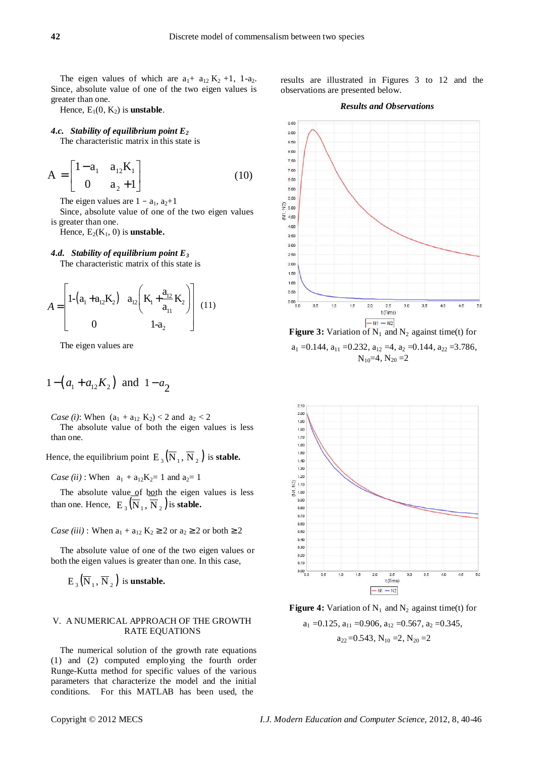The eigen values of which are $a_1 + a_{12} K_2 + 1$, $1 - a_2$. Since, absolute value of one of the two eigen values is greater than one.

Hence, $E_1(0, K_2)$ is **unstable**.

### *4.c. Stability of equilibrium point $E_2$*

The characteristic matrix in this state is

$$A = \begin{bmatrix} 1 - a_1 & a_{12} K_1 \\ 0 & a_2 + 1 \end{bmatrix} \tag{10}$$

The eigen values are $1 - a_1$, $a_2 + 1$

Since, absolute value of one of the two eigen values is greater than one.

Hence, $E_2(K_1, 0)$ is **unstable.**

### *4.d. Stability of equilibrium point $E_3$*

The characteristic matrix of this state is

$$A = \begin{bmatrix} 1 - \left(a_1 + a_{12} K_2\right) & a_{12}\left(K_1 + \frac{a_{12}}{a_{11}} K_2\right) \\ 0 & 1 - a_2 \end{bmatrix} \tag{11}$$

The eigen values are

$$1 - \left(a_1 + a_{12} K_2\right) \text{ and } 1 - a_2$$

*Case (i)*: When $(a_1 + a_{12} K_2) < 2$ and $a_2 < 2$

The absolute value of both the eigen values is less than one.

Hence, the equilibrium point $E_3(\overline{N}_1, \overline{N}_2)$ is **stable.**

*Case (ii)* : When $a_1 + a_{12} K_2 = 1$ and $a_2 = 1$

The absolute value of both the eigen values is less than one. Hence, $E_3(\overline{N}_1, \overline{N}_2)$ is **stable.**

*Case (iii)* : When $a_1 + a_{12} K_2 \geq 2$ or $a_2 \geq 2$ or both $\geq 2$

The absolute value of one of the two eigen values or both the eigen values is greater than one. In this case,

$E_3(\overline{N}_1, \overline{N}_2)$ is **unstable.**

## V. A NUMERICAL APPROACH OF THE GROWTH RATE EQUATIONS

The numerical solution of the growth rate equations (1) and (2) computed employing the fourth order Runge-Kutta method for specific values of the various parameters that characterize the model and the initial conditions. For this MATLAB has been used, the results are illustrated in Figures 3 to 12 and the observations are presented below.

***Results and Observations***

**Figure 3:** Variation of $N_1$ and $N_2$ against time(t) for $a_1 = 0.144$, $a_{11} = 0.232$, $a_{12} = 4$, $a_2 = 0.144$, $a_{22} = 3.786$, $N_{10} = 4$, $N_{20} = 2$

**Figure 4:** Variation of $N_1$ and $N_2$ against time(t) for $a_1 = 0.125$, $a_{11} = 0.906$, $a_{12} = 0.567$, $a_2 = 0.345$, $a_{22} = 0.543$, $N_{10} = 2$, $N_{20} = 2$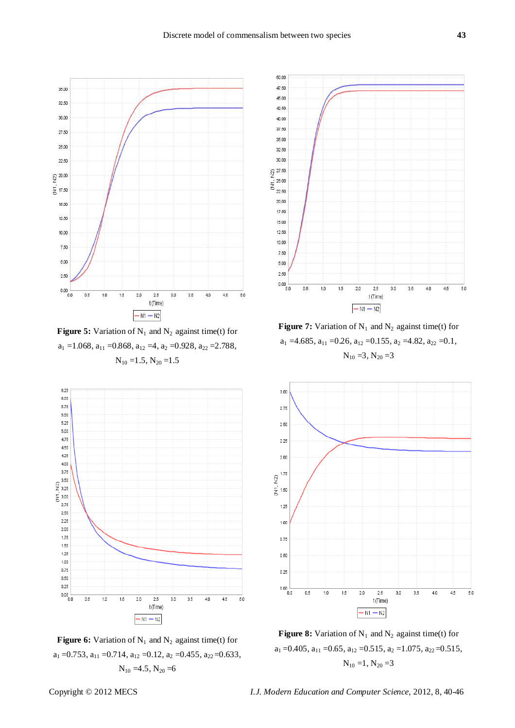**Figure 5:** Variation of $N_1$ and $N_2$ against time(t) for $a_1 = 1.068$, $a_{11} = 0.868$, $a_{12} = 4$, $a_2 = 0.928$, $a_{22} = 2.788$, $N_{10} = 1.5$, $N_{20} = 1.5$

**Figure 7:** Variation of $N_1$ and $N_2$ against time(t) for $a_1 = 4.685$, $a_{11} = 0.26$, $a_{12} = 0.155$, $a_2 = 4.82$, $a_{22} = 0.1$, $N_{10} = 3$, $N_{20} = 3$

**Figure 6:** Variation of $N_1$ and $N_2$ against time(t) for $a_1 = 0.753$, $a_{11} = 0.714$, $a_{12} = 0.12$, $a_2 = 0.455$, $a_{22} = 0.633$, $N_{10} = 4.5$, $N_{20} = 6$

**Figure 8:** Variation of $N_1$ and $N_2$ against time(t) for $a_1 = 0.405$, $a_{11} = 0.65$, $a_{12} = 0.515$, $a_2 = 1.075$, $a_{22} = 0.515$, $N_{10} = 1$, $N_{20} = 3$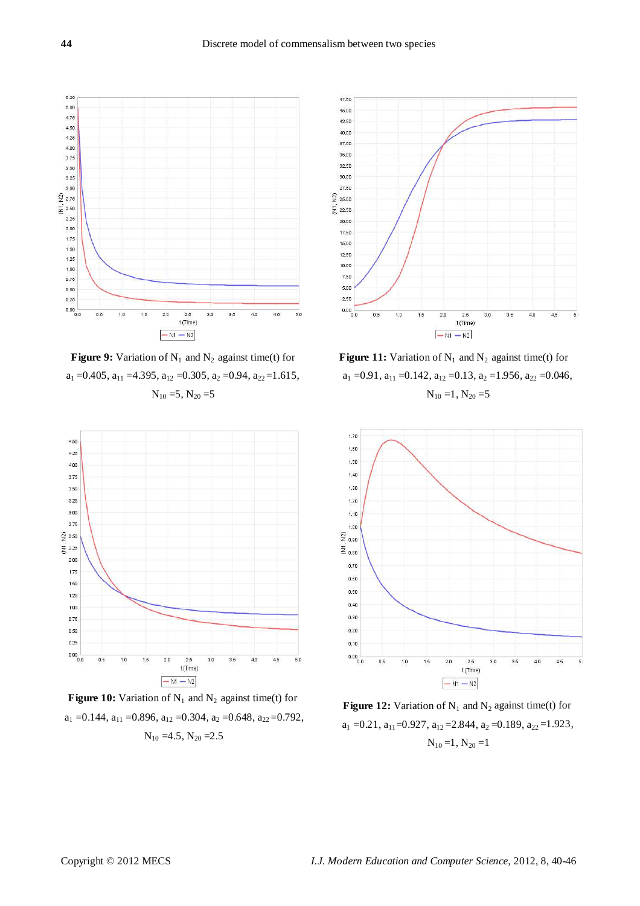**Figure 9:** Variation of $N_1$ and $N_2$ against time(t) for $a_1$ =0.405, $a_{11}$ =4.395, $a_{12}$ =0.305, $a_2$ =0.94, $a_{22}$ =1.615, $N_{10}$ =5, $N_{20}$ =5

**Figure 10:** Variation of $N_1$ and $N_2$ against time(t) for $a_1$ =0.144, $a_{11}$ =0.896, $a_{12}$ =0.304, $a_2$ =0.648, $a_{22}$ =0.792, $N_{10}$ =4.5, $N_{20}$ =2.5

**Figure 11:** Variation of $N_1$ and $N_2$ against time(t) for $a_1$ =0.91, $a_{11}$ =0.142, $a_{12}$ =0.13, $a_2$ =1.956, $a_{22}$ =0.046, $N_{10}$ =1, $N_{20}$ =5

**Figure 12:** Variation of $N_1$ and $N_2$ against time(t) for $a_1$ =0.21, $a_{11}$=0.927, $a_{12}$ =2.844, $a_2$ =0.189, $a_{22}$ =1.923, $N_{10}$ =1, $N_{20}$ =1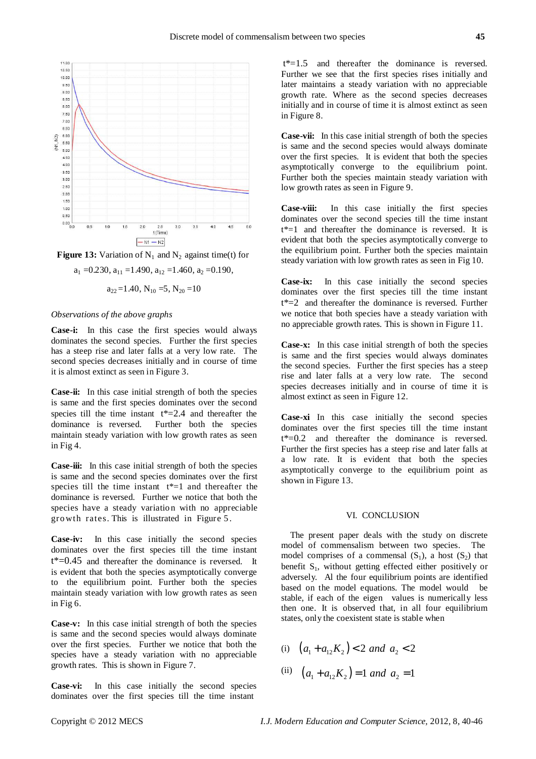**Figure 13:** Variation of $N_1$ and $N_2$ against time(t) for

$a_1$ =0.230, $a_{11}$ =1.490, $a_{12}$ =1.460, $a_2$ =0.190,

$a_{22}$ =1.40, $N_{10}$ =5, $N_{20}$ =10

*Observations of the above graphs*

**Case-i:** In this case the first species would always dominates the second species. Further the first species has a steep rise and later falls at a very low rate. The second species decreases initially and in course of time it is almost extinct as seen in Figure 3.

**Case-ii:** In this case initial strength of both the species is same and the first species dominates over the second species till the time instant t*=2.4 and thereafter the dominance is reversed. Further both the species maintain steady variation with low growth rates as seen in Fig 4.

**Case-iii:** In this case initial strength of both the species is same and the second species dominates over the first species till the time instant t*=1 and thereafter the dominance is reversed. Further we notice that both the species have a steady variation with no appreciable growth rates. This is illustrated in Figure 5.

**Case-iv:** In this case initially the second species dominates over the first species till the time instant t*=0.45 and thereafter the dominance is reversed. It is evident that both the species asymptotically converge to the equilibrium point. Further both the species maintain steady variation with low growth rates as seen in Fig 6.

**Case-v:** In this case initial strength of both the species is same and the second species would always dominate over the first species. Further we notice that both the species have a steady variation with no appreciable growth rates. This is shown in Figure 7.

**Case-vi:** In this case initially the second species dominates over the first species till the time instant t*=1.5 and thereafter the dominance is reversed. Further we see that the first species rises initially and later maintains a steady variation with no appreciable growth rate. Where as the second species decreases initially and in course of time it is almost extinct as seen in Figure 8.

**Case-vii:** In this case initial strength of both the species is same and the second species would always dominate over the first species. It is evident that both the species asymptotically converge to the equilibrium point. Further both the species maintain steady variation with low growth rates as seen in Figure 9.

**Case-viii:** In this case initially the first species dominates over the second species till the time instant t*=1 and thereafter the dominance is reversed. It is evident that both the species asymptotically converge to the equilibrium point. Further both the species maintain steady variation with low growth rates as seen in Fig 10.

**Case-ix:** In this case initially the second species dominates over the first species till the time instant t*=2 and thereafter the dominance is reversed. Further we notice that both species have a steady variation with no appreciable growth rates. This is shown in Figure 11.

**Case-x:** In this case initial strength of both the species is same and the first species would always dominates the second species. Further the first species has a steep rise and later falls at a very low rate. The second species decreases initially and in course of time it is almost extinct as seen in Figure 12.

**Case-xi** In this case initially the second species dominates over the first species till the time instant t*=0.2 and thereafter the dominance is reversed. Further the first species has a steep rise and later falls at a low rate. It is evident that both the species asymptotically converge to the equilibrium point as shown in Figure 13.

## VI. CONCLUSION

The present paper deals with the study on discrete model of commensalism between two species. The model comprises of a commensal ($S_1$), a host ($S_2$) that benefit $S_1$, without getting effected either positively or adversely. Al the four equilibrium points are identified based on the model equations. The model would be stable, if each of the eigen values is numerically less then one. It is observed that, in all four equilibrium states, only the coexistent state is stable when

(i) $\left(a_1 + a_{12}K_2\right) < 2 \text{ and } a_2 < 2$

(ii) $\left(a_1 + a_{12}K_2\right) = 1 \text{ and } a_2 = 1$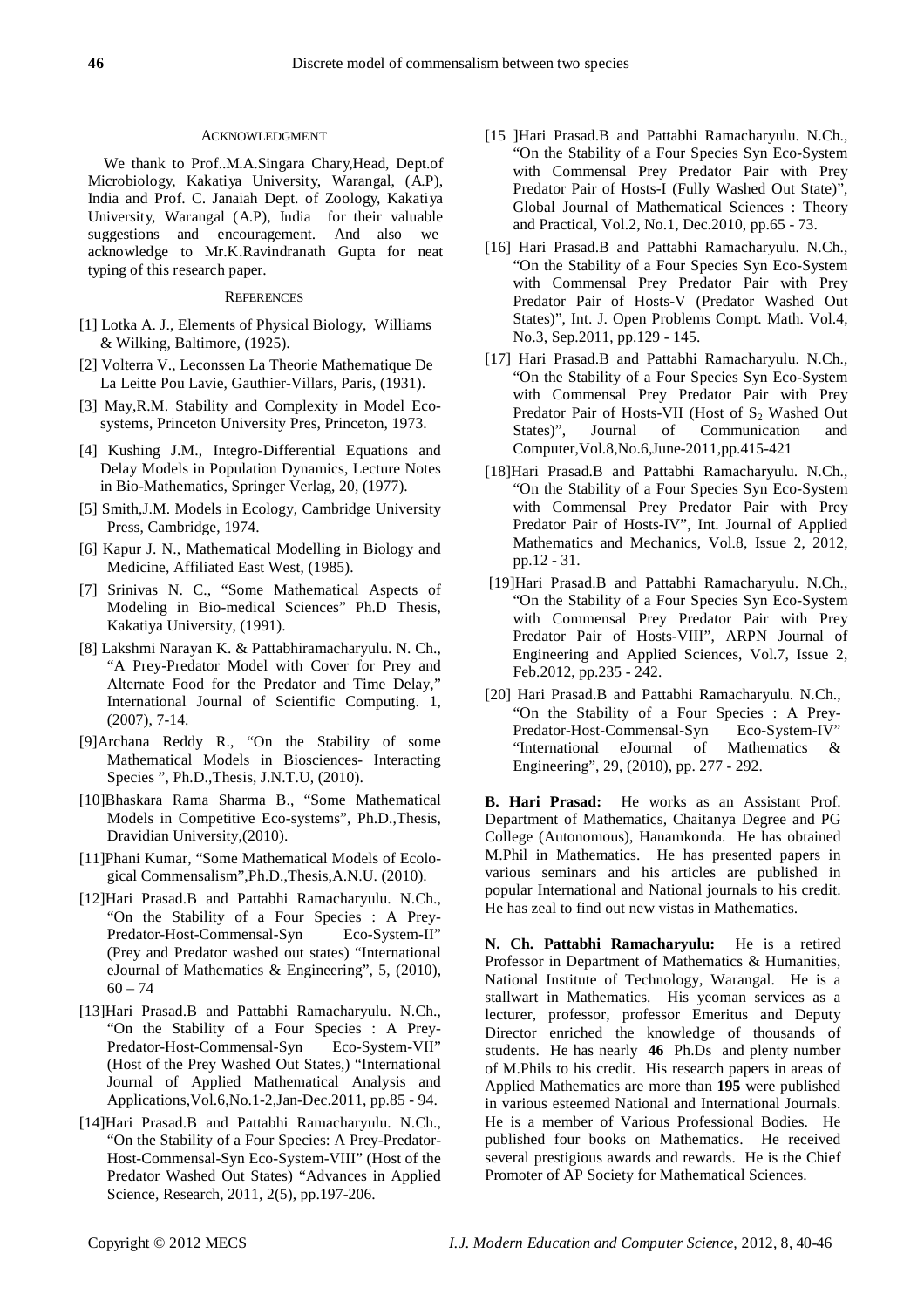## ACKNOWLEDGMENT

We thank to Prof..M.A.Singara Chary,Head, Dept.of Microbiology, Kakatiya University, Warangal, (A.P), India and Prof. C. Janaiah Dept. of Zoology, Kakatiya University, Warangal (A.P), India for their valuable suggestions and encouragement. And also we acknowledge to Mr.K.Ravindranath Gupta for neat typing of this research paper.

## REFERENCES

[1] Lotka A. J., Elements of Physical Biology, Williams & Wilking, Baltimore, (1925).

[2] Volterra V., Leconssen La Theorie Mathematique De La Leitte Pou Lavie, Gauthier-Villars, Paris, (1931).

[3] May,R.M. Stability and Complexity in Model Eco-systems, Princeton University Pres, Princeton, 1973.

[4] Kushing J.M., Integro-Differential Equations and Delay Models in Population Dynamics, Lecture Notes in Bio-Mathematics, Springer Verlag, 20, (1977).

[5] Smith,J.M. Models in Ecology, Cambridge University Press, Cambridge, 1974.

[6] Kapur J. N., Mathematical Modelling in Biology and Medicine, Affiliated East West, (1985).

[7] Srinivas N. C., "Some Mathematical Aspects of Modeling in Bio-medical Sciences" Ph.D Thesis, Kakatiya University, (1991).

[8] Lakshmi Narayan K. & Pattabhiramacharyulu. N. Ch., "A Prey-Predator Model with Cover for Prey and Alternate Food for the Predator and Time Delay," International Journal of Scientific Computing. 1, (2007), 7-14.

[9]Archana Reddy R., "On the Stability of some Mathematical Models in Biosciences- Interacting Species ", Ph.D.,Thesis, J.N.T.U, (2010).

[10]Bhaskara Rama Sharma B., "Some Mathematical Models in Competitive Eco-systems", Ph.D.,Thesis, Dravidian University,(2010).

[11]Phani Kumar, "Some Mathematical Models of Ecological Commensalism",Ph.D.,Thesis,A.N.U. (2010).

[12]Hari Prasad.B and Pattabhi Ramacharyulu. N.Ch., "On the Stability of a Four Species : A Prey-Predator-Host-Commensal-Syn Eco-System-II" (Prey and Predator washed out states) "International eJournal of Mathematics & Engineering", 5, (2010), 60 – 74

[13]Hari Prasad.B and Pattabhi Ramacharyulu. N.Ch., "On the Stability of a Four Species : A Prey-Predator-Host-Commensal-Syn Eco-System-VII" (Host of the Prey Washed Out States,) "International Journal of Applied Mathematical Analysis and Applications,Vol.6,No.1-2,Jan-Dec.2011, pp.85 - 94.

[14]Hari Prasad.B and Pattabhi Ramacharyulu. N.Ch., "On the Stability of a Four Species: A Prey-Predator-Host-Commensal-Syn Eco-System-VIII" (Host of the Predator Washed Out States) "Advances in Applied Science, Research, 2011, 2(5), pp.197-206.

[15 ]Hari Prasad.B and Pattabhi Ramacharyulu. N.Ch., "On the Stability of a Four Species Syn Eco-System with Commensal Prey Predator Pair with Prey Predator Pair of Hosts-I (Fully Washed Out State)", Global Journal of Mathematical Sciences : Theory and Practical, Vol.2, No.1, Dec.2010, pp.65 - 73.

[16] Hari Prasad.B and Pattabhi Ramacharyulu. N.Ch., "On the Stability of a Four Species Syn Eco-System with Commensal Prey Predator Pair with Prey Predator Pair of Hosts-V (Predator Washed Out States)", Int. J. Open Problems Compt. Math. Vol.4, No.3, Sep.2011, pp.129 - 145.

[17] Hari Prasad.B and Pattabhi Ramacharyulu. N.Ch., "On the Stability of a Four Species Syn Eco-System with Commensal Prey Predator Pair with Prey Predator Pair of Hosts-VII (Host of $S_2$ Washed Out States)", Journal of Communication and Computer,Vol.8,No.6,June-2011,pp.415-421

[18]Hari Prasad.B and Pattabhi Ramacharyulu. N.Ch., "On the Stability of a Four Species Syn Eco-System with Commensal Prey Predator Pair with Prey Predator Pair of Hosts-IV", Int. Journal of Applied Mathematics and Mechanics, Vol.8, Issue 2, 2012, pp.12 - 31.

[19]Hari Prasad.B and Pattabhi Ramacharyulu. N.Ch., "On the Stability of a Four Species Syn Eco-System with Commensal Prey Predator Pair with Prey Predator Pair of Hosts-VIII", ARPN Journal of Engineering and Applied Sciences, Vol.7, Issue 2, Feb.2012, pp.235 - 242.

[20] Hari Prasad.B and Pattabhi Ramacharyulu. N.Ch., "On the Stability of a Four Species : A Prey-Predator-Host-Commensal-Syn Eco-System-IV" "International eJournal of Mathematics & Engineering", 29, (2010), pp. 277 - 292.

**B. Hari Prasad:** He works as an Assistant Prof. Department of Mathematics, Chaitanya Degree and PG College (Autonomous), Hanamkonda. He has obtained M.Phil in Mathematics. He has presented papers in various seminars and his articles are published in popular International and National journals to his credit. He has zeal to find out new vistas in Mathematics.

**N. Ch. Pattabhi Ramacharyulu:** He is a retired Professor in Department of Mathematics & Humanities, National Institute of Technology, Warangal. He is a stallwart in Mathematics. His yeoman services as a lecturer, professor, professor Emeritus and Deputy Director enriched the knowledge of thousands of students. He has nearly **46** Ph.Ds and plenty number of M.Phils to his credit. His research papers in areas of Applied Mathematics are more than **195** were published in various esteemed National and International Journals. He is a member of Various Professional Bodies. He published four books on Mathematics. He received several prestigious awards and rewards. He is the Chief Promoter of AP Society for Mathematical Sciences.